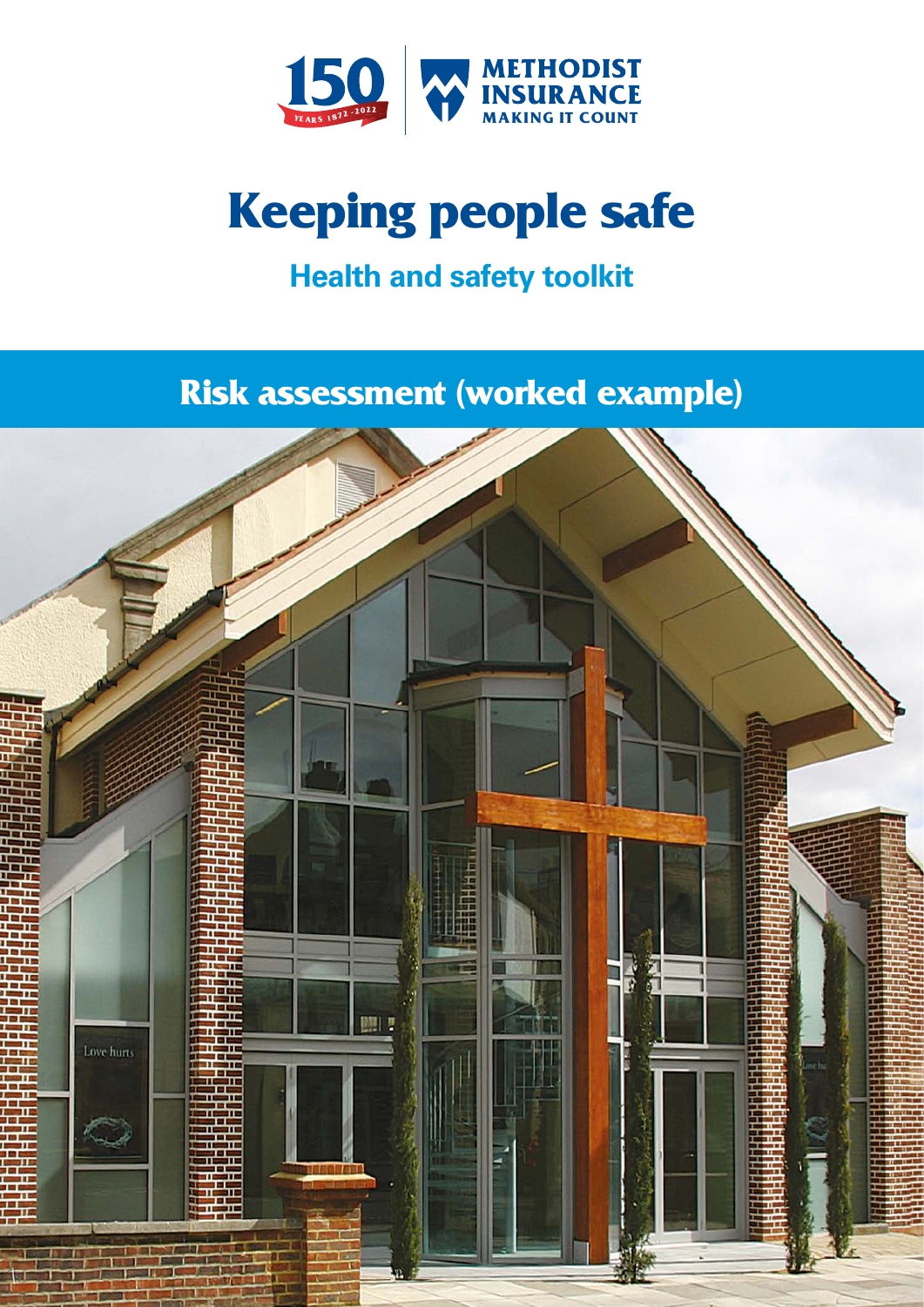150 YEARS 1872 - 2022

METHODIST INSURANCE
MAKING IT COUNT

# Keeping people safe

## Health and safety toolkit

## Risk assessment (worked example)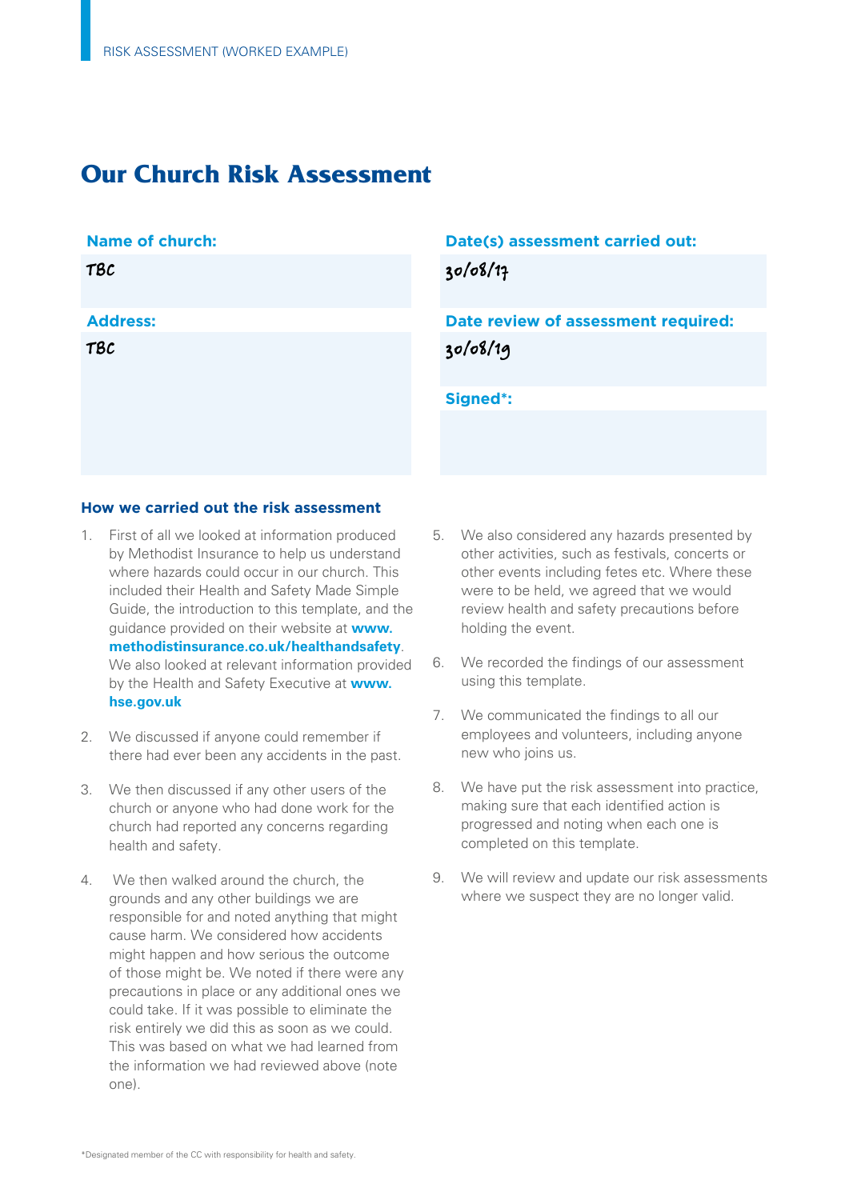# Our Church Risk Assessment

| | |
|---|---|
| **Name of church:** | **Date(s) assessment carried out:** |
| TBC | 30/08/17 |
| **Address:** | **Date review of assessment required:** |
| TBC | 30/08/19 |
| | **Signed*:** |
| | |

### How we carried out the risk assessment

1. First of all we looked at information produced by Methodist Insurance to help us understand where hazards could occur in our church. This included their Health and Safety Made Simple Guide, the introduction to this template, and the guidance provided on their website at **www.methodistinsurance.co.uk/healthandsafety**. We also looked at relevant information provided by the Health and Safety Executive at **www.hse.gov.uk**
2. We discussed if anyone could remember if there had ever been any accidents in the past.
3. We then discussed if any other users of the church or anyone who had done work for the church had reported any concerns regarding health and safety.
4. We then walked around the church, the grounds and any other buildings we are responsible for and noted anything that might cause harm. We considered how accidents might happen and how serious the outcome of those might be. We noted if there were any precautions in place or any additional ones we could take. If it was possible to eliminate the risk entirely we did this as soon as we could. This was based on what we had learned from the information we had reviewed above (note one).
5. We also considered any hazards presented by other activities, such as festivals, concerts or other events including fetes etc. Where these were to be held, we agreed that we would review health and safety precautions before holding the event.
6. We recorded the findings of our assessment using this template.
7. We communicated the findings to all our employees and volunteers, including anyone new who joins us.
8. We have put the risk assessment into practice, making sure that each identified action is progressed and noting when each one is completed on this template.
9. We will review and update our risk assessments where we suspect they are no longer valid.

*Designated member of the CC with responsibility for health and safety.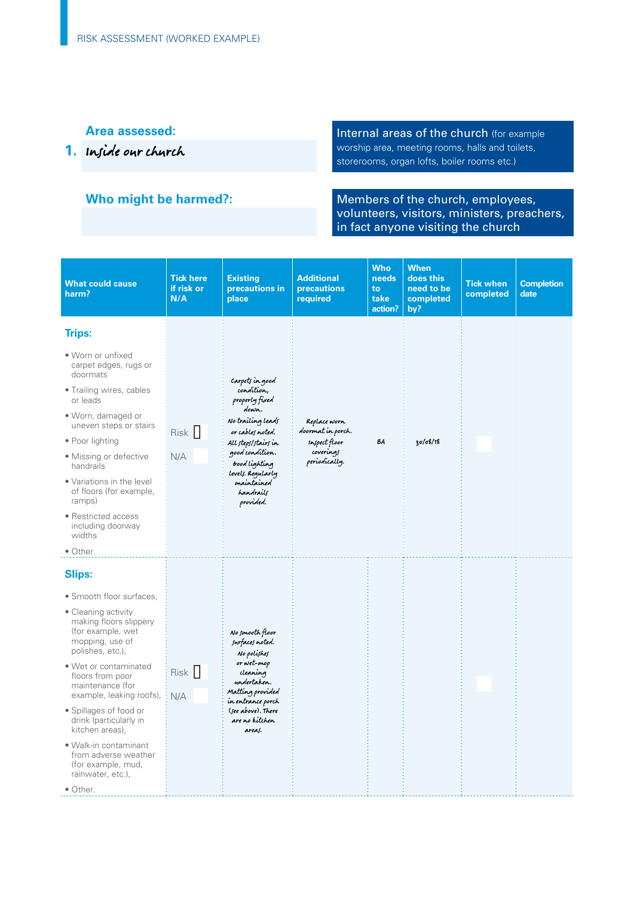RISK ASSESSMENT (WORKED EXAMPLE)

**Area assessed:**

1. *Inside our church*

**Internal areas of the church** (for example worship area, meeting rooms, halls and toilets, storerooms, organ lofts, boiler rooms etc.)

**Who might be harmed?:**

Members of the church, employees, volunteers, visitors, ministers, preachers, in fact anyone visiting the church

| What could cause harm? | Tick here if risk or N/A | Existing precautions in place | Additional precautions required | Who needs to take action? | When does this need to be completed by? | Tick when completed | Completion date |
|---|---|---|---|---|---|---|---|
| **Trips:** <br>• Worn or unfixed carpet edges, rugs or doormats <br>• Trailing wires, cables or leads <br>• Worn, damaged or uneven steps or stairs <br>• Poor lighting <br>• Missing or defective handrails <br>• Variations in the level of floors (for example, ramps) <br>• Restricted access including doorway widths <br>• Other. | Risk ☐ <br>N/A ☐ | *Carpets in good condition, properly fixed down. No trailing leads or cables noted. All steps/stairs in good condition. Good lighting levels. Regularly maintained handrails provided.* | *Replace worn doormat in porch. Inspect floor coverings periodically.* | *BA* | *30/08/18* | ☐ | |
| **Slips:** <br>• Smooth floor surfaces, <br>• Cleaning activity making floors slippery (for example, wet mopping, use of polishes, etc.), <br>• Wet or contaminated floors from poor maintenance (for example, leaking roofs), <br>• Spillages of food or drink (particularly in kitchen areas), <br>• Walk-in contaminant from adverse weather (for example, mud, rainwater, etc.), <br>• Other. | Risk ☐ <br>N/A ☐ | *No smooth floor surfaces noted. No polishes or wet-mop cleaning undertaken. Matting provided in entrance porch (see above). There are no kitchen areas.* | | | | ☐ | |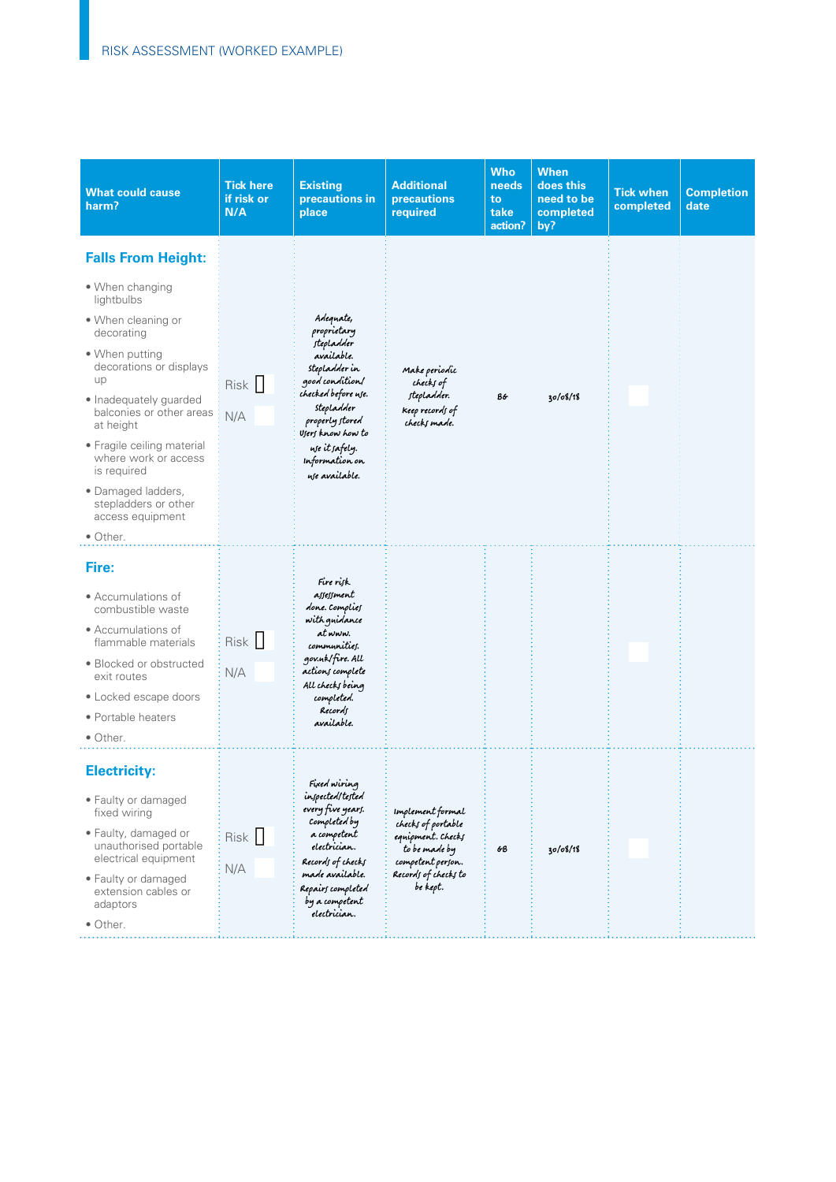RISK ASSESSMENT (WORKED EXAMPLE)

| What could cause harm? | Tick here if risk or N/A | Existing precautions in place | Additional precautions required | Who needs to take action? | When does this need to be completed by? | Tick when completed | Completion date |
|---|---|---|---|---|---|---|---|
| **Falls From Height:**<br>• When changing lightbulbs<br>• When cleaning or decorating<br>• When putting decorations or displays up<br>• Inadequately guarded balconies or other areas at height<br>• Fragile ceiling material where work or access is required<br>• Damaged ladders, stepladders or other access equipment<br>• Other. | Risk ☐<br>N/A ☐ | Adequate, proprietary stepladder available. Stepladder in good condition/ checked before use. Stepladder properly stored Users know how to use it safely. Information on use available. | Make periodic checks of stepladder. Keep records of checks made. | BG | 30/08/18 | ☐ | |
| **Fire:**<br>• Accumulations of combustible waste<br>• Accumulations of flammable materials<br>• Blocked or obstructed exit routes<br>• Locked escape doors<br>• Portable heaters<br>• Other. | Risk ☐<br>N/A ☐ | Fire risk assessment done. Complies with guidance at www.communities.gov.uk/fire. All actions complete All checks being completed. Records available. | | | | ☐ | |
| **Electricity:**<br>• Faulty or damaged fixed wiring<br>• Faulty, damaged or unauthorised portable electrical equipment<br>• Faulty or damaged extension cables or adaptors<br>• Other. | Risk ☐<br>N/A ☐ | Fixed wiring inspected/tested every five years. Completed by a competent electrician. Records of checks made available. Repairs completed by a competent electrician. | Implement formal checks of portable equipment. Checks to be made by competent person. Records of checks to be kept. | GB | 30/08/18 | ☐ | |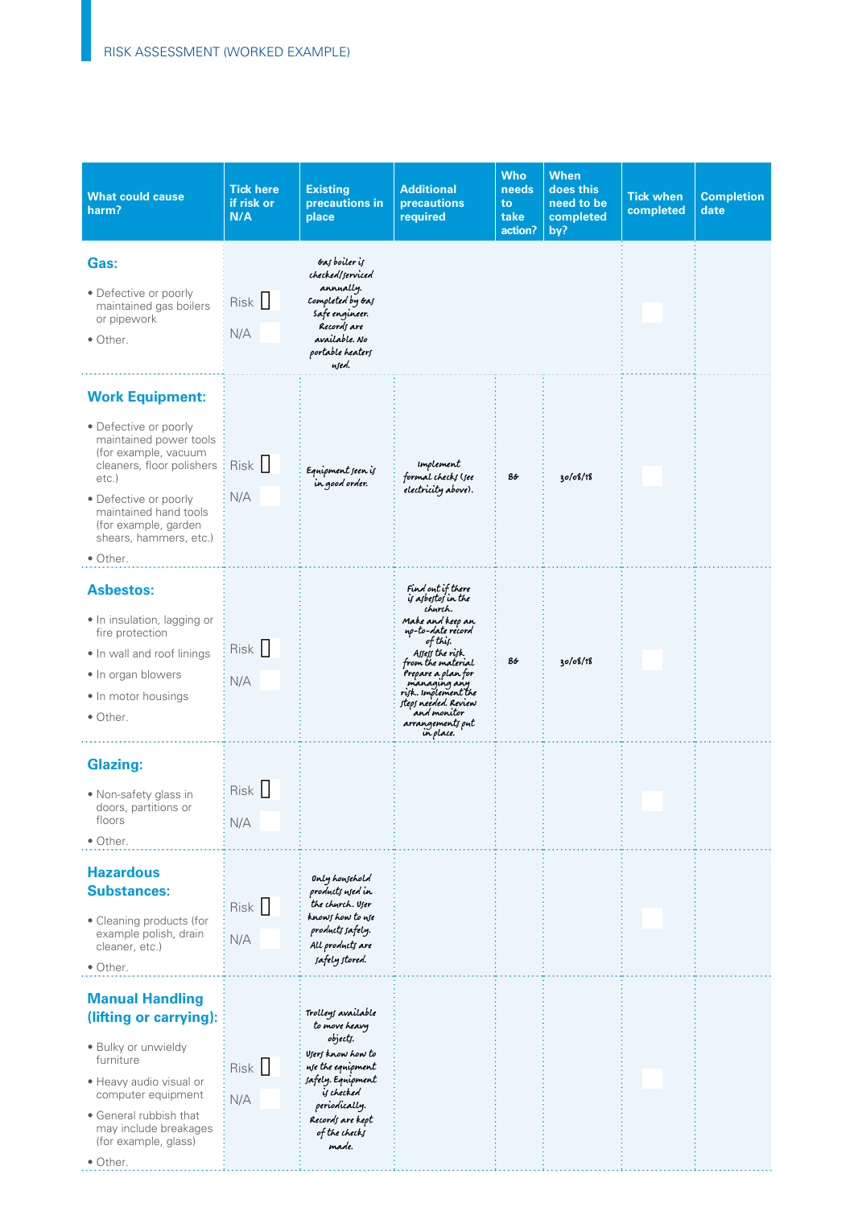RISK ASSESSMENT (WORKED EXAMPLE)

| What could cause harm? | Tick here if risk or N/A | Existing precautions in place | Additional precautions required | Who needs to take action? | When does this need to be completed by? | Tick when completed | Completion date |
|---|---|---|---|---|---|---|---|
| **Gas:**<br>• Defective or poorly maintained gas boilers or pipework<br>• Other. | Risk ☐<br>N/A ☐ | Gas boiler is checked/serviced annually. Completed by Gas Safe engineer. Records are available. No portable heaters used. | | | | ☐ | |
| **Work Equipment:**<br>• Defective or poorly maintained power tools (for example, vacuum cleaners, floor polishers etc.)<br>• Defective or poorly maintained hand tools (for example, garden shears, hammers, etc.)<br>• Other. | Risk ☐<br>N/A ☐ | Equipment seen is in good order. | Implement formal checks (see electricity above). | BG | 30/08/18 | ☐ | |
| **Asbestos:**<br>• In insulation, lagging or fire protection<br>• In wall and roof linings<br>• In organ blowers<br>• In motor housings<br>• Other. | Risk ☐<br>N/A ☐ | | Find out if there is asbestos in the church. Make and keep an up-to-date record of this. Assess the risk from the material. Prepare a plan for managing any risk. Implement the steps needed. Review and monitor arrangements put in place. | BG | 30/08/18 | ☐ | |
| **Glazing:**<br>• Non-safety glass in doors, partitions or floors<br>• Other. | Risk ☐<br>N/A ☐ | | | | | ☐ | |
| **Hazardous Substances:**<br>• Cleaning products (for example polish, drain cleaner, etc.)<br>• Other. | Risk ☐<br>N/A ☐ | Only household products used in the church. User knows how to use products safely. All products are safely stored. | | | | ☐ | |
| **Manual Handling (lifting or carrying):**<br>• Bulky or unwieldy furniture<br>• Heavy audio visual or computer equipment<br>• General rubbish that may include breakages (for example, glass)<br>• Other. | Risk ☐<br>N/A ☐ | Trolleys available to move heavy objects. Users know how to use the equipment safely. Equipment is checked periodically. Records are kept of the checks made. | | | | ☐ | |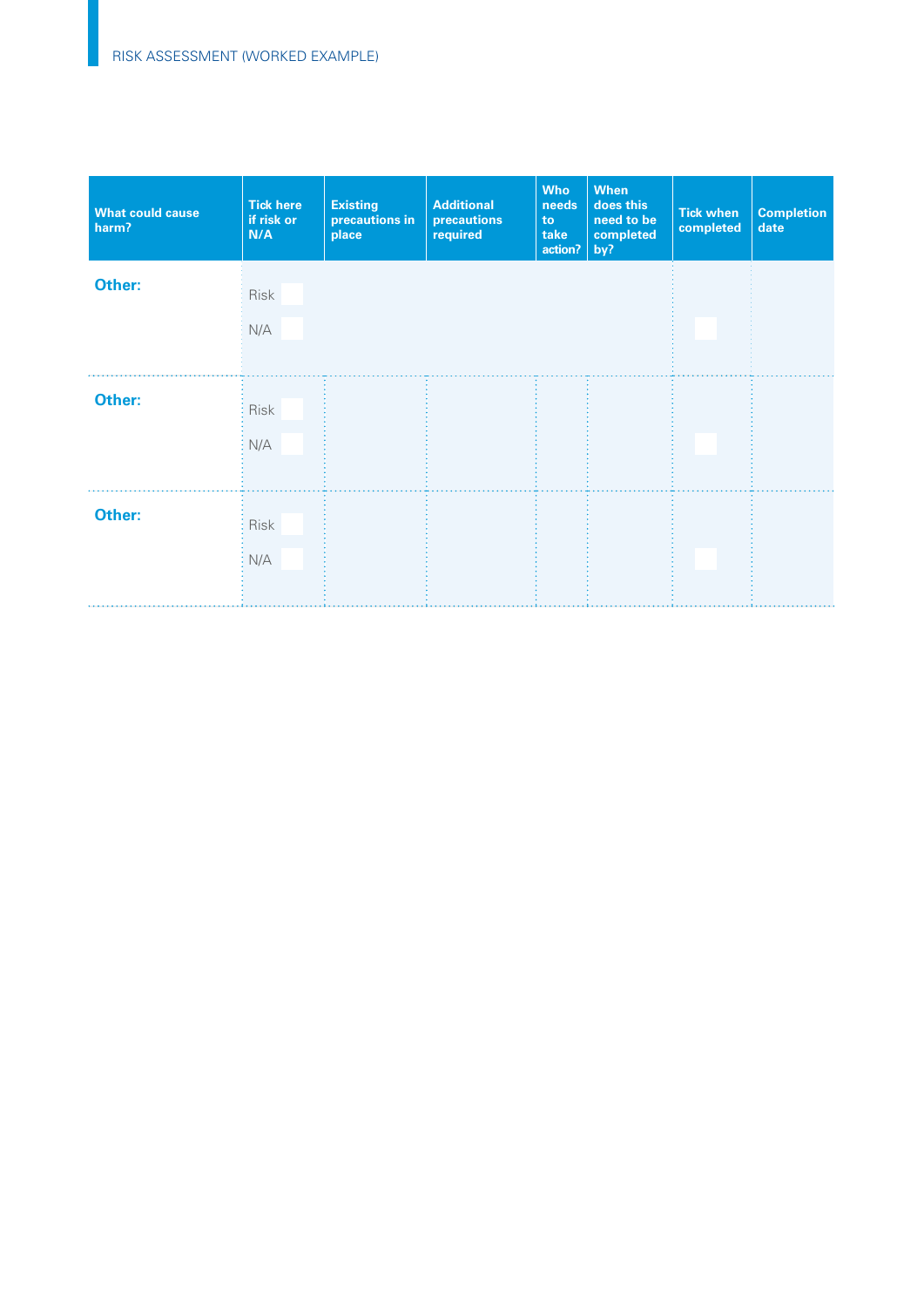RISK ASSESSMENT (WORKED EXAMPLE)

| What could cause harm? | Tick here if risk or N/A | Existing precautions in place | Additional precautions required | Who needs to take action? | When does this need to be completed by? | Tick when completed | Completion date |
|---|---|---|---|---|---|---|---|
| **Other:** | Risk ☐<br>N/A ☐ | | | | | ☐ | |
| **Other:** | Risk ☐<br>N/A ☐ | | | | | ☐ | |
| **Other:** | Risk ☐<br>N/A ☐ | | | | | ☐ | |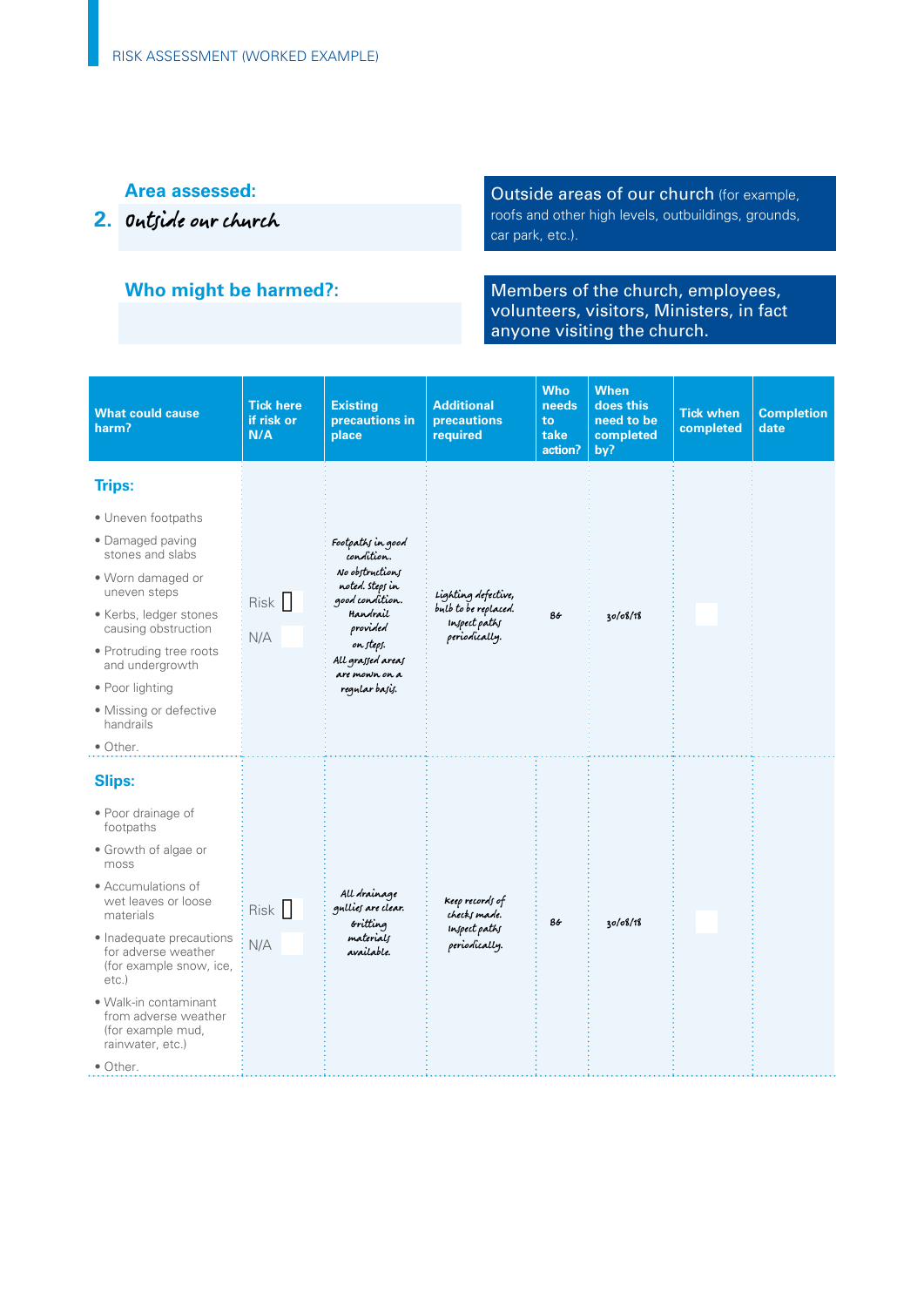RISK ASSESSMENT (WORKED EXAMPLE)

**Area assessed:**

**2.** *Outside our church*

Outside areas of our church (for example, roofs and other high levels, outbuildings, grounds, car park, etc.).

**Who might be harmed?:**

Members of the church, employees, volunteers, visitors, Ministers, in fact anyone visiting the church.

| What could cause harm? | Tick here if risk or N/A | Existing precautions in place | Additional precautions required | Who needs to take action? | When does this need to be completed by? | Tick when completed | Completion date |
|---|---|---|---|---|---|---|---|
| **Trips:**<br>• Uneven footpaths<br>• Damaged paving stones and slabs<br>• Worn damaged or uneven steps<br>• Kerbs, ledger stones causing obstruction<br>• Protruding tree roots and undergrowth<br>• Poor lighting<br>• Missing or defective handrails<br>• Other. | Risk ☐<br>N/A ☐ | *Footpaths in good condition. No obstructions noted. Steps in good condition. Handrail provided on steps. All grassed areas are mown on a regular basis.* | *Lighting defective, bulb to be replaced. Inspect paths periodically.* | *BG* | *30/08/18* | ☐ | |
| **Slips:**<br>• Poor drainage of footpaths<br>• Growth of algae or moss<br>• Accumulations of wet leaves or loose materials<br>• Inadequate precautions for adverse weather (for example snow, ice, etc.)<br>• Walk-in contaminant from adverse weather (for example mud, rainwater, etc.)<br>• Other. | Risk ☐<br>N/A ☐ | *All drainage gullies are clear. Gritting materials available.* | *Keep records of checks made. Inspect paths periodically.* | *BG* | *30/08/18* | ☐ | |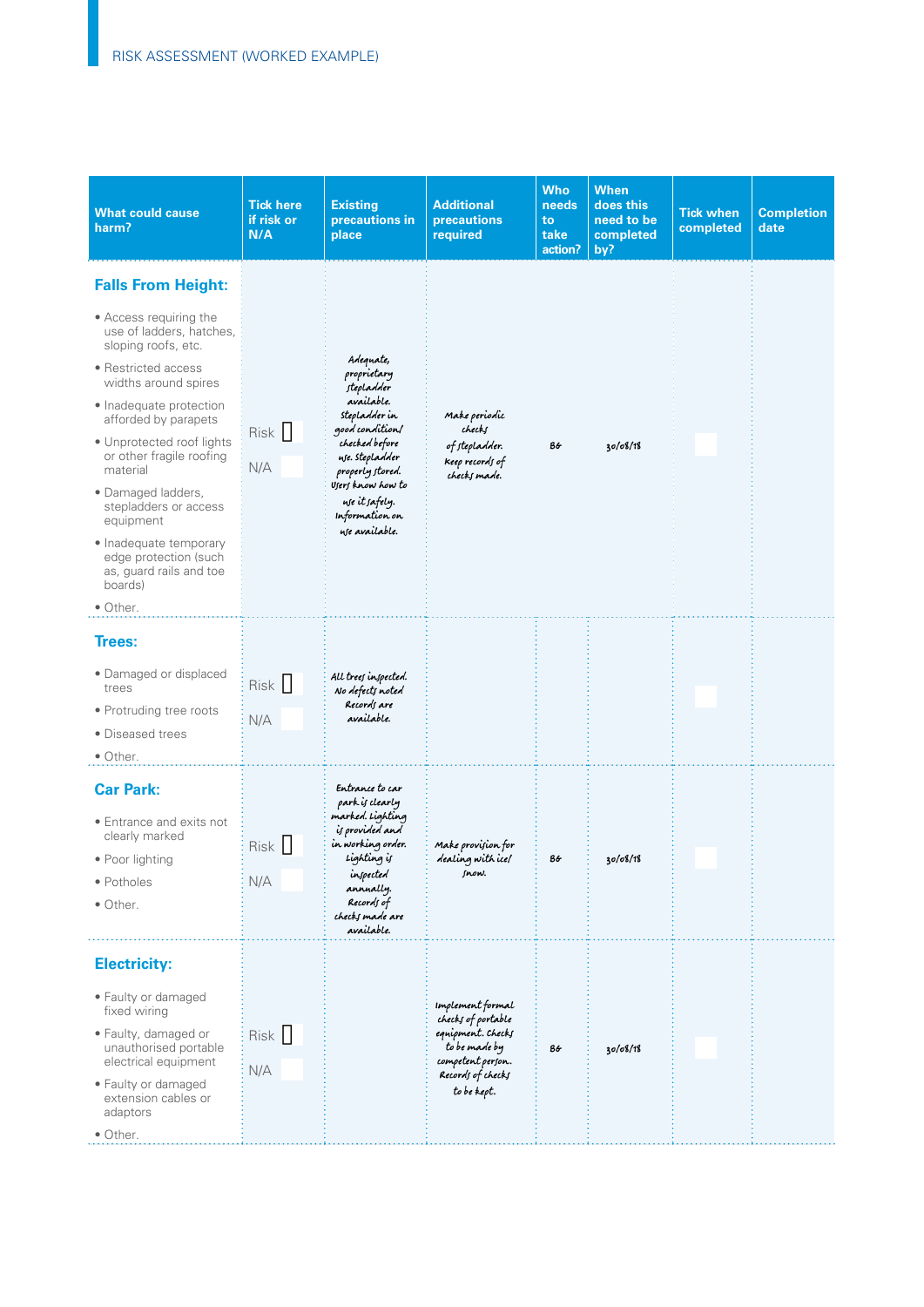RISK ASSESSMENT (WORKED EXAMPLE)

| What could cause harm? | Tick here if risk or N/A | Existing precautions in place | Additional precautions required | Who needs to take action? | When does this need to be completed by? | Tick when completed | Completion date |
|---|---|---|---|---|---|---|---|
| **Falls From Height:**<br>• Access requiring the use of ladders, hatches, sloping roofs, etc.<br>• Restricted access widths around spires<br>• Inadequate protection afforded by parapets<br>• Unprotected roof lights or other fragile roofing material<br>• Damaged ladders, stepladders or access equipment<br>• Inadequate temporary edge protection (such as, guard rails and toe boards)<br>• Other. | Risk ☐<br>N/A ☐ | Adequate, proprietary stepladder available. Stepladder in good condition/ checked before use. Stepladder properly stored. Users know how to use it safely. Information on use available. | Make periodic checks of stepladder. Keep records of checks made. | BG | 30/08/18 | ☐ | |
| **Trees:**<br>• Damaged or displaced trees<br>• Protruding tree roots<br>• Diseased trees<br>• Other. | Risk ☐<br>N/A ☐ | All trees inspected. No defects noted. Records are available. | | | | ☐ | |
| **Car Park:**<br>• Entrance and exits not clearly marked<br>• Poor lighting<br>• Potholes<br>• Other. | Risk ☐<br>N/A ☐ | Entrance to car park is clearly marked. Lighting is provided and in working order. Lighting is inspected annually. Records of checks made are available. | Make provision for dealing with ice/ snow. | BG | 30/08/18 | ☐ | |
| **Electricity:**<br>• Faulty or damaged fixed wiring<br>• Faulty, damaged or unauthorised portable electrical equipment<br>• Faulty or damaged extension cables or adaptors<br>• Other. | Risk ☐<br>N/A ☐ | | Implement formal checks of portable equipment. Checks to be made by competent person. Records of checks to be kept. | BG | 30/08/18 | | |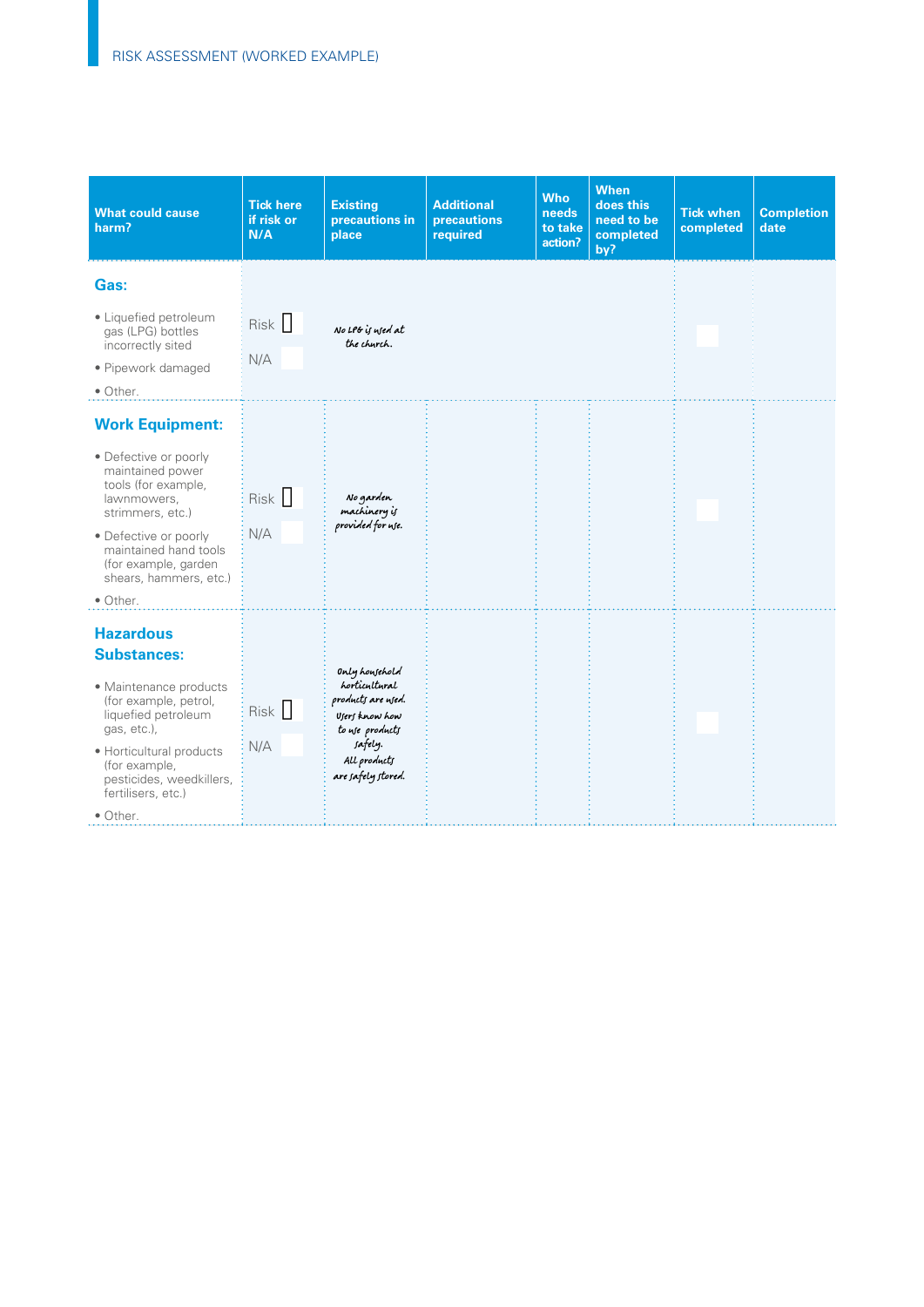RISK ASSESSMENT (WORKED EXAMPLE)

| What could cause harm? | Tick here if risk or N/A | Existing precautions in place | Additional precautions required | Who needs to take action? | When does this need to be completed by? | Tick when completed | Completion date |
|---|---|---|---|---|---|---|---|
| **Gas:**<br>• Liquefied petroleum gas (LPG) bottles incorrectly sited<br>• Pipework damaged<br>• Other. | Risk ☐<br>N/A ☐ | No LPG is used at the church. | | | | ☐ | |
| **Work Equipment:**<br>• Defective or poorly maintained power tools (for example, lawnmowers, strimmers, etc.)<br>• Defective or poorly maintained hand tools (for example, garden shears, hammers, etc.)<br>• Other. | Risk ☐<br>N/A ☐ | No garden machinery is provided for use. | | | | ☐ | |
| **Hazardous Substances:**<br>• Maintenance products (for example, petrol, liquefied petroleum gas, etc.),<br>• Horticultural products (for example, pesticides, weedkillers, fertilisers, etc.)<br>• Other. | Risk ☐<br>N/A ☐ | Only household horticultural products are used. Users know how to use products safely. All products are safely stored. | | | | ☐ | |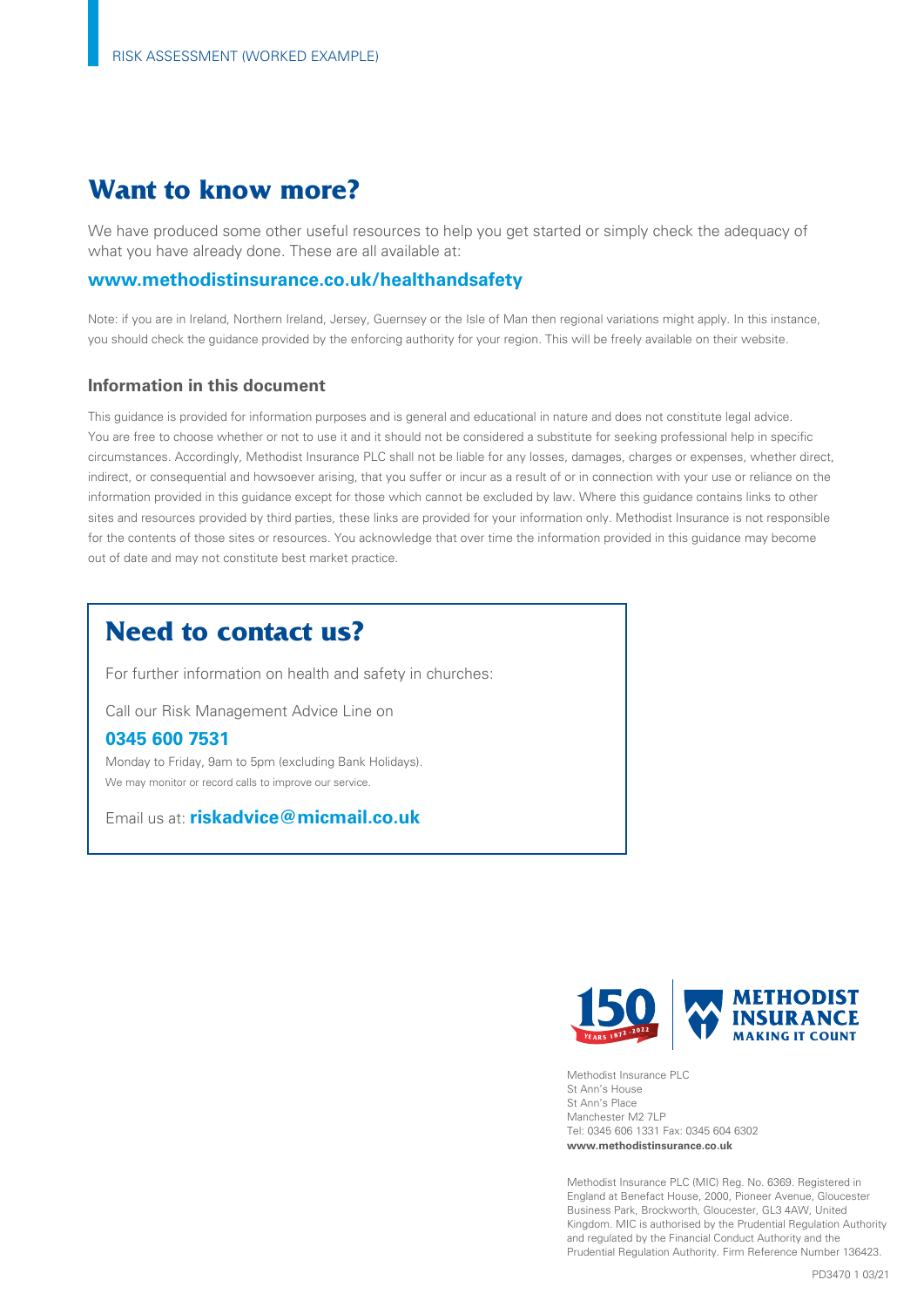## Want to know more?

We have produced some other useful resources to help you get started or simply check the adequacy of what you have already done. These are all available at:

**www.methodistinsurance.co.uk/healthandsafety**

Note: if you are in Ireland, Northern Ireland, Jersey, Guernsey or the Isle of Man then regional variations might apply. In this instance, you should check the guidance provided by the enforcing authority for your region. This will be freely available on their website.

### Information in this document

This guidance is provided for information purposes and is general and educational in nature and does not constitute legal advice. You are free to choose whether or not to use it and it should not be considered a substitute for seeking professional help in specific circumstances. Accordingly, Methodist Insurance PLC shall not be liable for any losses, damages, charges or expenses, whether direct, indirect, or consequential and howsoever arising, that you suffer or incur as a result of or in connection with your use or reliance on the information provided in this guidance except for those which cannot be excluded by law. Where this guidance contains links to other sites and resources provided by third parties, these links are provided for your information only. Methodist Insurance is not responsible for the contents of those sites or resources. You acknowledge that over time the information provided in this guidance may become out of date and may not constitute best market practice.

## Need to contact us?

For further information on health and safety in churches:

Call our Risk Management Advice Line on

**0345 600 7531**

Monday to Friday, 9am to 5pm (excluding Bank Holidays).
We may monitor or record calls to improve our service.

Email us at: **riskadvice@micmail.co.uk**

150 YEARS 1872-2022 | METHODIST INSURANCE MAKING IT COUNT

Methodist Insurance PLC
St Ann's House
St Ann's Place
Manchester M2 7LP
Tel: 0345 606 1331 Fax: 0345 604 6302
**www.methodistinsurance.co.uk**

Methodist Insurance PLC (MIC) Reg. No. 6369. Registered in England at Benefact House, 2000, Pioneer Avenue, Gloucester Business Park, Brockworth, Gloucester, GL3 4AW, United Kingdom. MIC is authorised by the Prudential Regulation Authority and regulated by the Financial Conduct Authority and the Prudential Regulation Authority. Firm Reference Number 136423.

PD3470 1 03/21